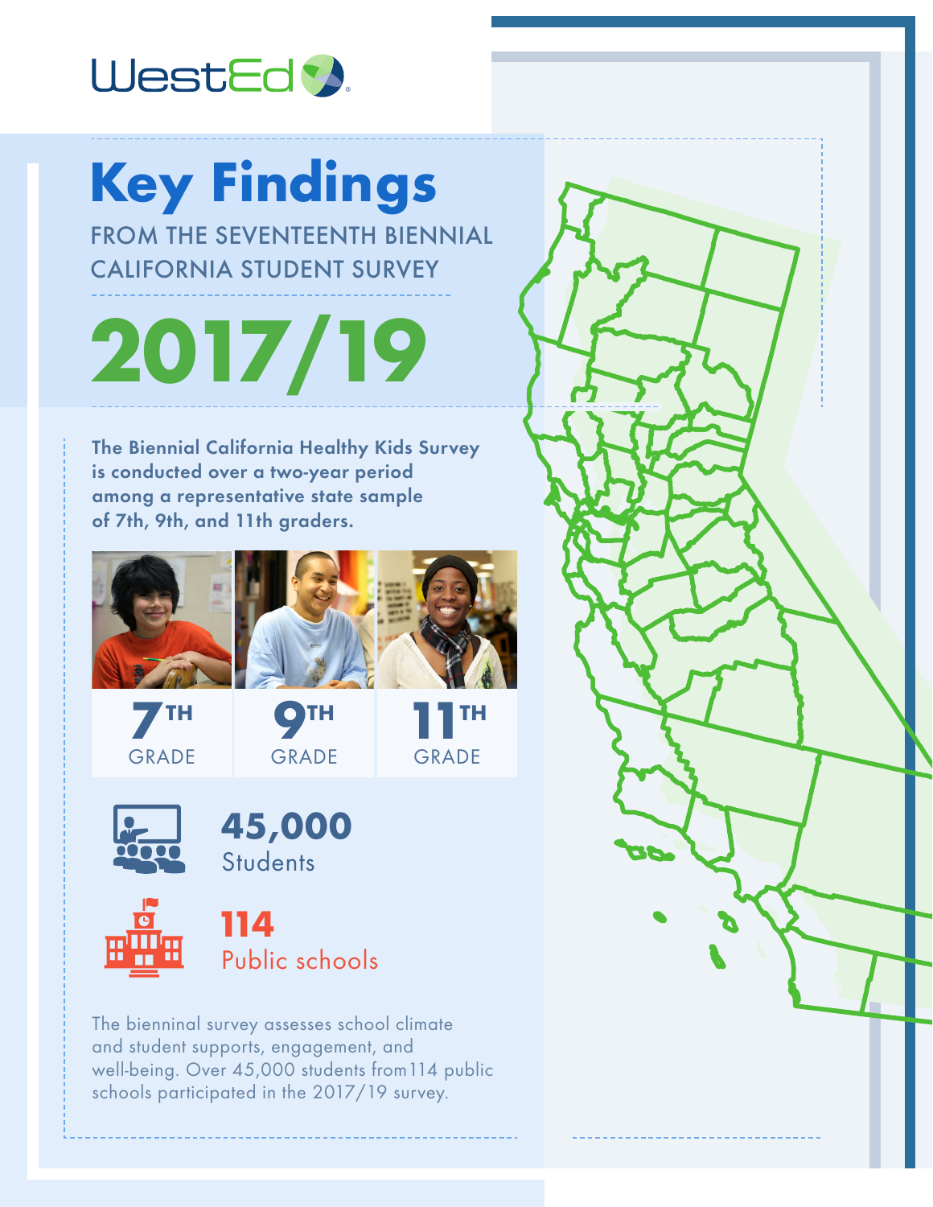WestEd

# Key Findings

FROM THE SEVENTEENTH BIENNIAL CALIFORNIA STUDENT SURVEY

# 2017/19

**The Biennial California Healthy Kids Survey is conducted over a two-year period among a representative state sample of 7th, 9th, and 11th graders.**

7TH GRADE

9TH GRADE

11TH GRADE

**45,000**
Students

**114**
Public schools

The biennial survey assesses school climate and student supports, engagement, and well-being. Over 45,000 students from114 public schools participated in the 2017/19 survey.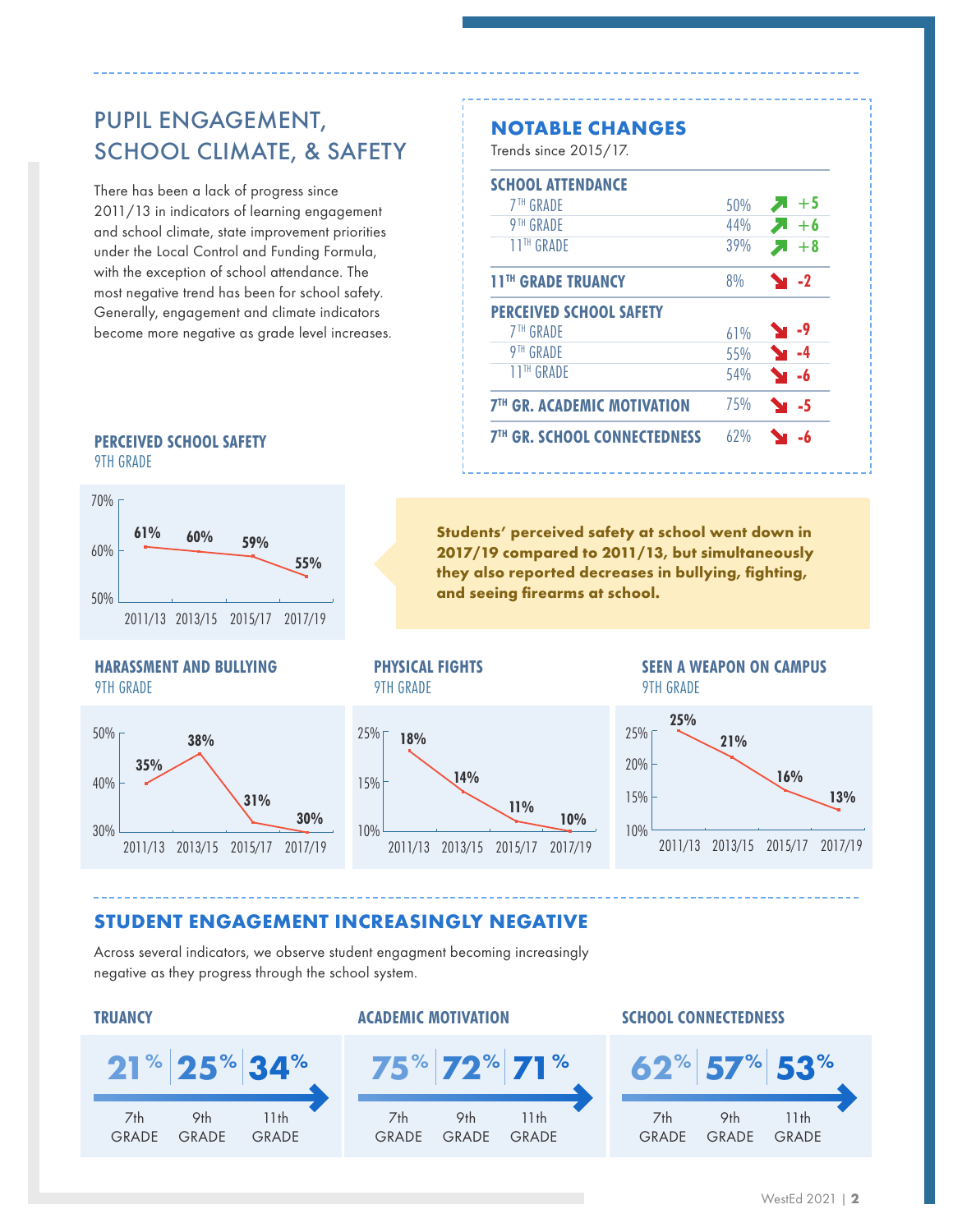# PUPIL ENGAGEMENT, SCHOOL CLIMATE, & SAFETY

There has been a lack of progress since 2011/13 in indicators of learning engagement and school climate, state improvement priorities under the Local Control and Funding Formula, with the exception of school attendance. The most negative trend has been for school safety. Generally, engagement and climate indicators become more negative as grade level increases.

## NOTABLE CHANGES

Trends since 2015/17.

| | | |
|---|---|---|
| **SCHOOL ATTENDANCE** | | |
| 7TH GRADE | 50% | +5 |
| 9TH GRADE | 44% | +6 |
| 11TH GRADE | 39% | +8 |
| **11TH GRADE TRUANCY** | 8% | -2 |
| **PERCEIVED SCHOOL SAFETY** | | |
| 7TH GRADE | 61% | -9 |
| 9TH GRADE | 55% | -4 |
| 11TH GRADE | 54% | -6 |
| **7TH GR. ACADEMIC MOTIVATION** | 75% | -5 |
| **7TH GR. SCHOOL CONNECTEDNESS** | 62% | -6 |

### PERCEIVED SCHOOL SAFETY
9TH GRADE

70%
60%
50%
61% 60% 59% 55%
2011/13 2013/15 2015/17 2017/19

**Students' perceived safety at school went down in 2017/19 compared to 2011/13, but simultaneously they also reported decreases in bullying, fighting, and seeing firearms at school.**

### HARASSMENT AND BULLYING
9TH GRADE

50%
40%
30%
35% 38% 31% 30%
2011/13 2013/15 2015/17 2017/19

### PHYSICAL FIGHTS
9TH GRADE

25%
15%
10%
18% 14% 11% 10%
2011/13 2013/15 2015/17 2017/19

### SEEN A WEAPON ON CAMPUS
9TH GRADE

25%
20%
15%
10%
25% 21% 16% 13%
2011/13 2013/15 2015/17 2017/19

## STUDENT ENGAGEMENT INCREASINGLY NEGATIVE

Across several indicators, we observe student engagment becoming increasingly negative as they progress through the school system.

### TRUANCY

21% 25% 34%
7th GRADE 9th GRADE 11th GRADE

### ACADEMIC MOTIVATION

75% 72% 71%
7th GRADE 9th GRADE 11th GRADE

### SCHOOL CONNECTEDNESS

62% 57% 53%
7th GRADE 9th GRADE 11th GRADE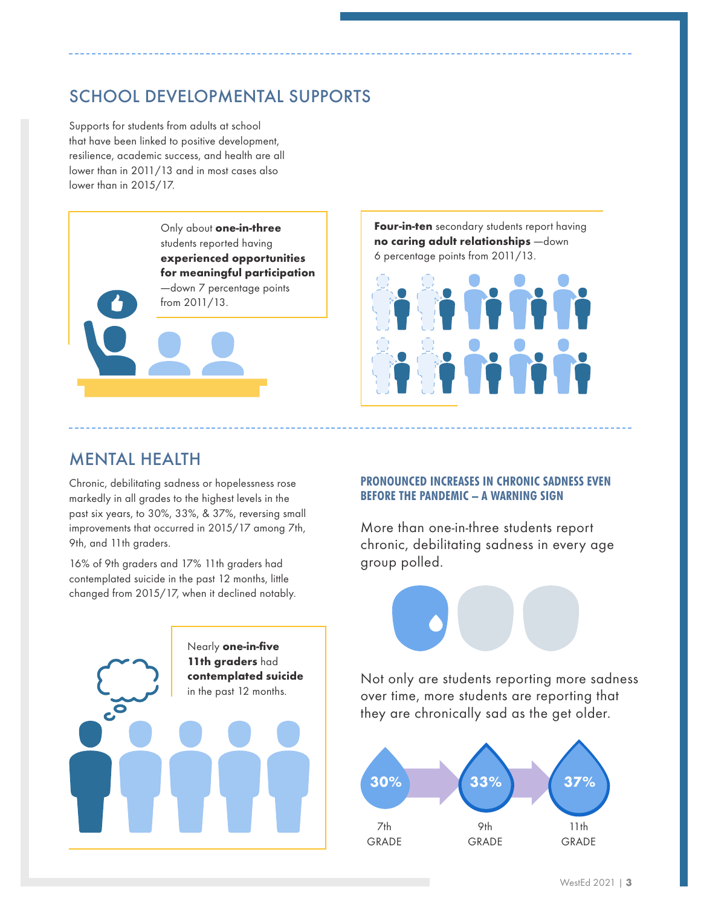## SCHOOL DEVELOPMENTAL SUPPORTS

Supports for students from adults at school that have been linked to positive development, resilience, academic success, and health are all lower than in 2011/13 and in most cases also lower than in 2015/17.

Only about **one-in-three** students reported having **experienced opportunities for meaningful participation** —down 7 percentage points from 2011/13.

**Four-in-ten** secondary students report having **no caring adult relationships** —down 6 percentage points from 2011/13.

## MENTAL HEALTH

Chronic, debilitating sadness or hopelessness rose markedly in all grades to the highest levels in the past six years, to 30%, 33%, & 37%, reversing small improvements that occurred in 2015/17 among 7th, 9th, and 11th graders.

16% of 9th graders and 17% 11th graders had contemplated suicide in the past 12 months, little changed from 2015/17, when it declined notably.

Nearly **one-in-five 11th graders** had **contemplated suicide** in the past 12 months.

### PRONOUNCED INCREASES IN CHRONIC SADNESS EVEN BEFORE THE PANDEMIC – A WARNING SIGN

More than one-in-three students report chronic, debilitating sadness in every age group polled.

Not only are students reporting more sadness over time, more students are reporting that they are chronically sad as the get older.

30% — 7th GRADE

33% — 9th GRADE

37% — 11th GRADE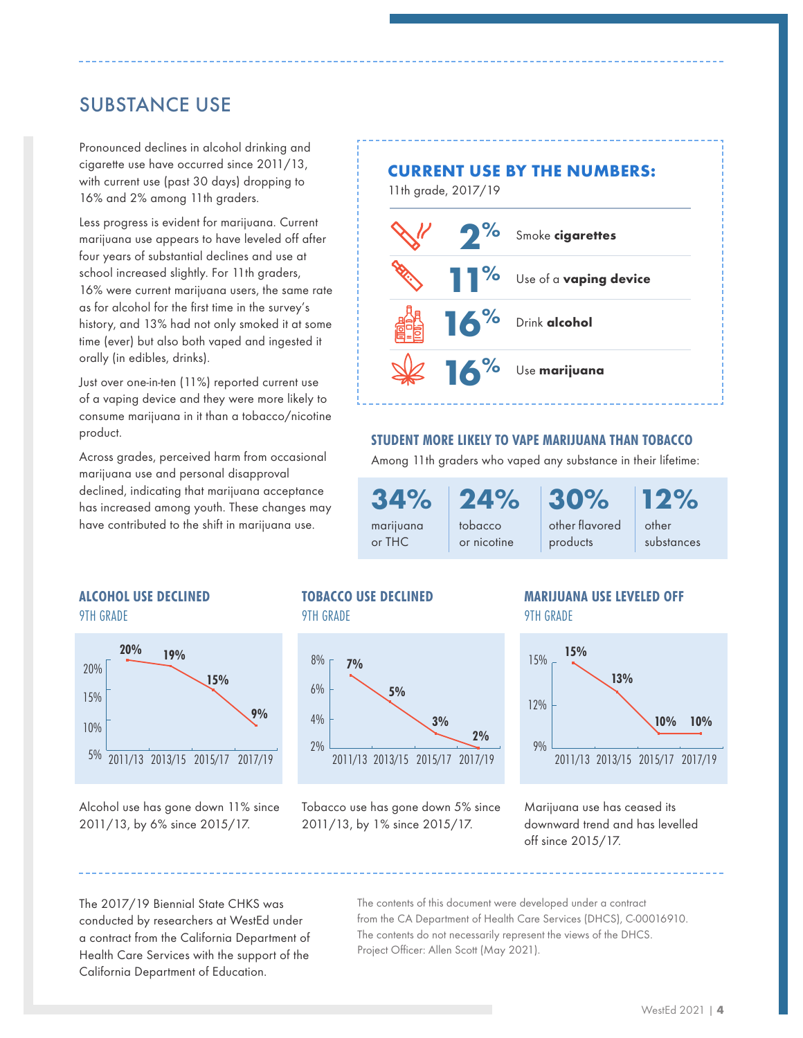## SUBSTANCE USE

Pronounced declines in alcohol drinking and cigarette use have occurred since 2011/13, with current use (past 30 days) dropping to 16% and 2% among 11th graders.

Less progress is evident for marijuana. Current marijuana use appears to have leveled off after four years of substantial declines and use at school increased slightly. For 11th graders, 16% were current marijuana users, the same rate as for alcohol for the first time in the survey's history, and 13% had not only smoked it at some time (ever) but also both vaped and ingested it orally (in edibles, drinks).

Just over one-in-ten (11%) reported current use of a vaping device and they were more likely to consume marijuana in it than a tobacco/nicotine product.

Across grades, perceived harm from occasional marijuana use and personal disapproval declined, indicating that marijuana acceptance has increased among youth. These changes may have contributed to the shift in marijuana use.

### CURRENT USE BY THE NUMBERS:

11th grade, 2017/19

**2%** Smoke **cigarettes**

**11%** Use of a **vaping device**

**16%** Drink **alcohol**

**16%** Use **marijuana**

### STUDENT MORE LIKELY TO VAPE MARIJUANA THAN TOBACCO

Among 11th graders who vaped any substance in their lifetime:

**34%** marijuana or THC

**24%** tobacco or nicotine

**30%** other flavored products

**12%** other substances

### ALCOHOL USE DECLINED

9TH GRADE

20%
15%
10%
5%
20%
19%
15%
9%
2011/13 2013/15 2015/17 2017/19

Alcohol use has gone down 11% since 2011/13, by 6% since 2015/17.

### TOBACCO USE DECLINED

9TH GRADE

8%
6%
4%
2%
7%
5%
3%
2%
2011/13 2013/15 2015/17 2017/19

Tobacco use has gone down 5% since 2011/13, by 1% since 2015/17.

### MARIJUANA USE LEVELED OFF

9TH GRADE

15%
12%
9%
15%
13%
10%
10%
2011/13 2013/15 2015/17 2017/19

Marijuana use has ceased its downward trend and has levelled off since 2015/17.

The 2017/19 Biennial State CHKS was conducted by researchers at WestEd under a contract from the California Department of Health Care Services with the support of the California Department of Education.

The contents of this document were developed under a contract from the CA Department of Health Care Services (DHCS), C-00016910. The contents do not necessarily represent the views of the DHCS. Project Officer: Allen Scott (May 2021).